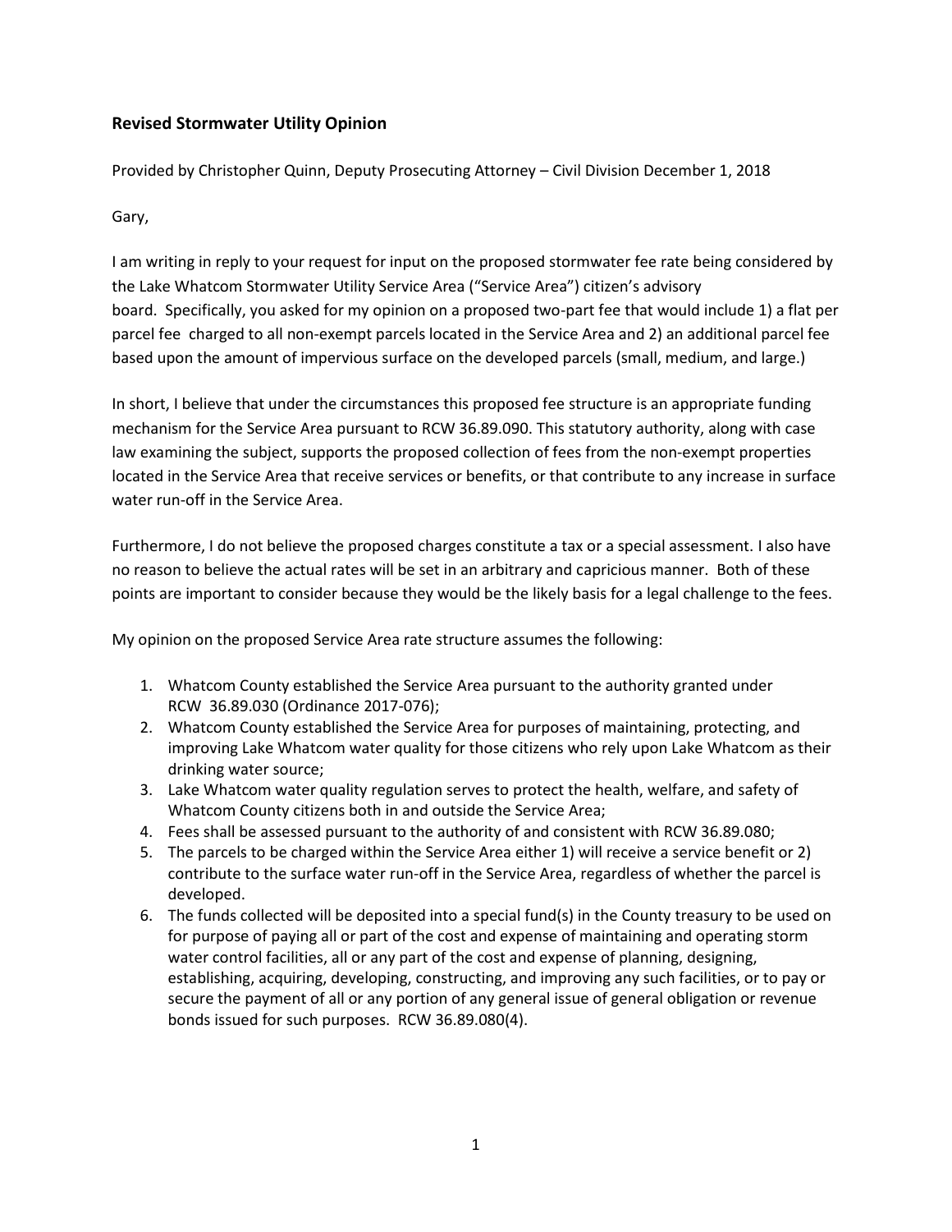## Revised Stormwater Utility Opinion

Provided by Christopher Quinn, Deputy Prosecuting Attorney – Civil Division December 1, 2018

Gary,

I am writing in reply to your request for input on the proposed stormwater fee rate being considered by the Lake Whatcom Stormwater Utility Service Area ("Service Area") citizen's advisory board. Specifically, you asked for my opinion on a proposed two-part fee that would include 1) a flat per parcel fee charged to all non-exempt parcels located in the Service Area and 2) an additional parcel fee based upon the amount of impervious surface on the developed parcels (small, medium, and large.)

In short, I believe that under the circumstances this proposed fee structure is an appropriate funding mechanism for the Service Area pursuant to RCW 36.89.090. This statutory authority, along with case law examining the subject, supports the proposed collection of fees from the non-exempt properties located in the Service Area that receive services or benefits, or that contribute to any increase in surface water run-off in the Service Area.

Furthermore, I do not believe the proposed charges constitute a tax or a special assessment. I also have no reason to believe the actual rates will be set in an arbitrary and capricious manner. Both of these points are important to consider because they would be the likely basis for a legal challenge to the fees.

My opinion on the proposed Service Area rate structure assumes the following:

1. Whatcom County established the Service Area pursuant to the authority granted under RCW 36.89.030 (Ordinance 2017-076);
2. Whatcom County established the Service Area for purposes of maintaining, protecting, and improving Lake Whatcom water quality for those citizens who rely upon Lake Whatcom as their drinking water source;
3. Lake Whatcom water quality regulation serves to protect the health, welfare, and safety of Whatcom County citizens both in and outside the Service Area;
4. Fees shall be assessed pursuant to the authority of and consistent with RCW 36.89.080;
5. The parcels to be charged within the Service Area either 1) will receive a service benefit or 2) contribute to the surface water run-off in the Service Area, regardless of whether the parcel is developed.
6. The funds collected will be deposited into a special fund(s) in the County treasury to be used on for purpose of paying all or part of the cost and expense of maintaining and operating storm water control facilities, all or any part of the cost and expense of planning, designing, establishing, acquiring, developing, constructing, and improving any such facilities, or to pay or secure the payment of all or any portion of any general issue of general obligation or revenue bonds issued for such purposes. RCW 36.89.080(4).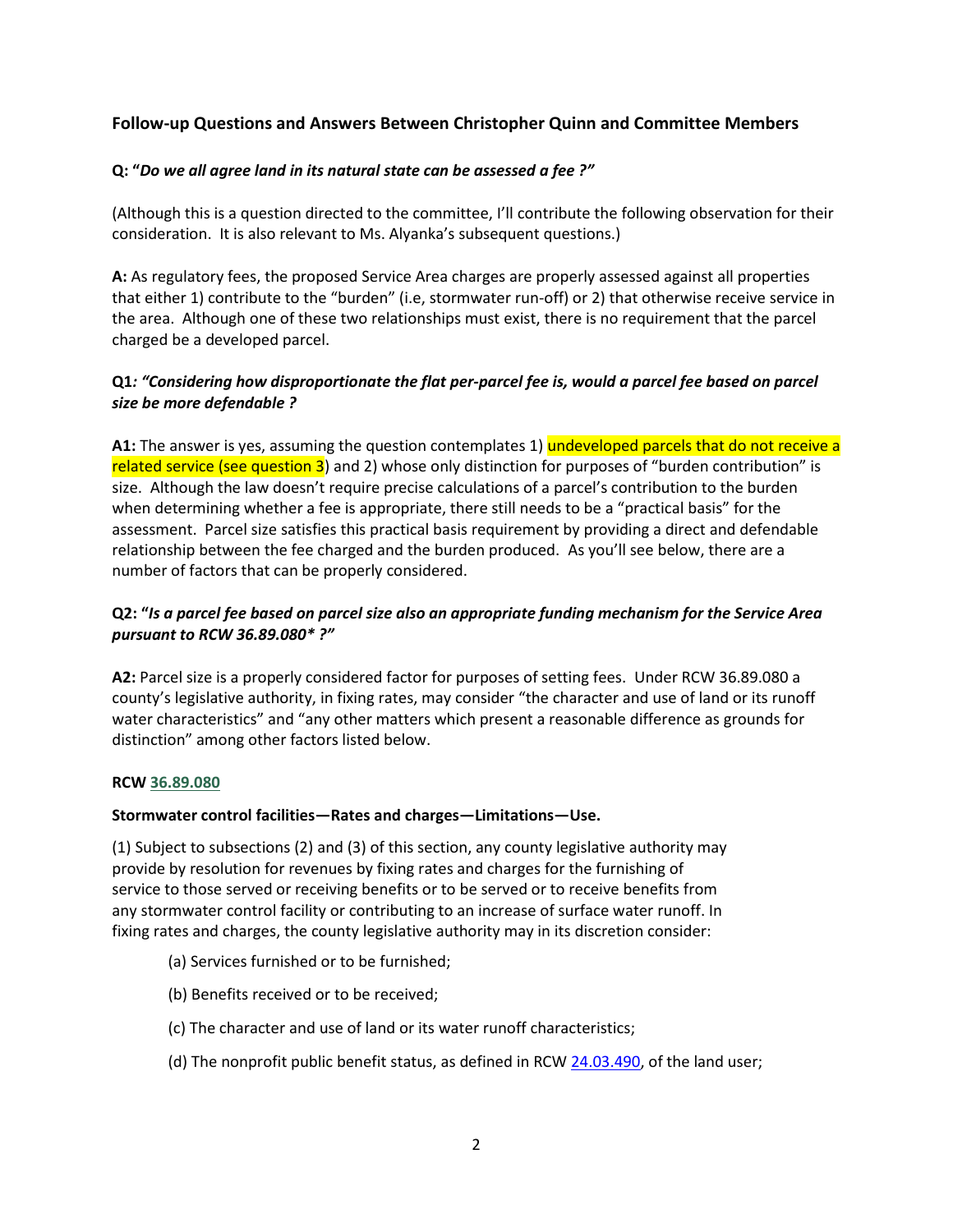### Follow-up Questions and Answers Between Christopher Quinn and Committee Members

**Q: "*Do we all agree land in its natural state can be assessed a fee ?"***

(Although this is a question directed to the committee, I'll contribute the following observation for their consideration. It is also relevant to Ms. Alyanka's subsequent questions.)

**A:** As regulatory fees, the proposed Service Area charges are properly assessed against all properties that either 1) contribute to the "burden" (i.e, stormwater run-off) or 2) that otherwise receive service in the area. Although one of these two relationships must exist, there is no requirement that the parcel charged be a developed parcel.

**Q1*: "Considering how disproportionate the flat per-parcel fee is, would a parcel fee based on parcel size be more defendable ?***

**A1:** The answer is yes, assuming the question contemplates 1) undeveloped parcels that do not receive a related service (see question 3) and 2) whose only distinction for purposes of "burden contribution" is size. Although the law doesn't require precise calculations of a parcel's contribution to the burden when determining whether a fee is appropriate, there still needs to be a "practical basis" for the assessment. Parcel size satisfies this practical basis requirement by providing a direct and defendable relationship between the fee charged and the burden produced. As you'll see below, there are a number of factors that can be properly considered.

**Q2: "*Is a parcel fee based on parcel size also an appropriate funding mechanism for the Service Area pursuant to RCW 36.89.080* ?"***

**A2:** Parcel size is a properly considered factor for purposes of setting fees. Under RCW 36.89.080 a county's legislative authority, in fixing rates, may consider "the character and use of land or its runoff water characteristics" and "any other matters which present a reasonable difference as grounds for distinction" among other factors listed below.

**RCW 36.89.080**

**Stormwater control facilities—Rates and charges—Limitations—Use.**

(1) Subject to subsections (2) and (3) of this section, any county legislative authority may provide by resolution for revenues by fixing rates and charges for the furnishing of service to those served or receiving benefits or to be served or to receive benefits from any stormwater control facility or contributing to an increase of surface water runoff. In fixing rates and charges, the county legislative authority may in its discretion consider:

> (a) Services furnished or to be furnished;
>
> (b) Benefits received or to be received;
>
> (c) The character and use of land or its water runoff characteristics;
>
> (d) The nonprofit public benefit status, as defined in RCW 24.03.490, of the land user;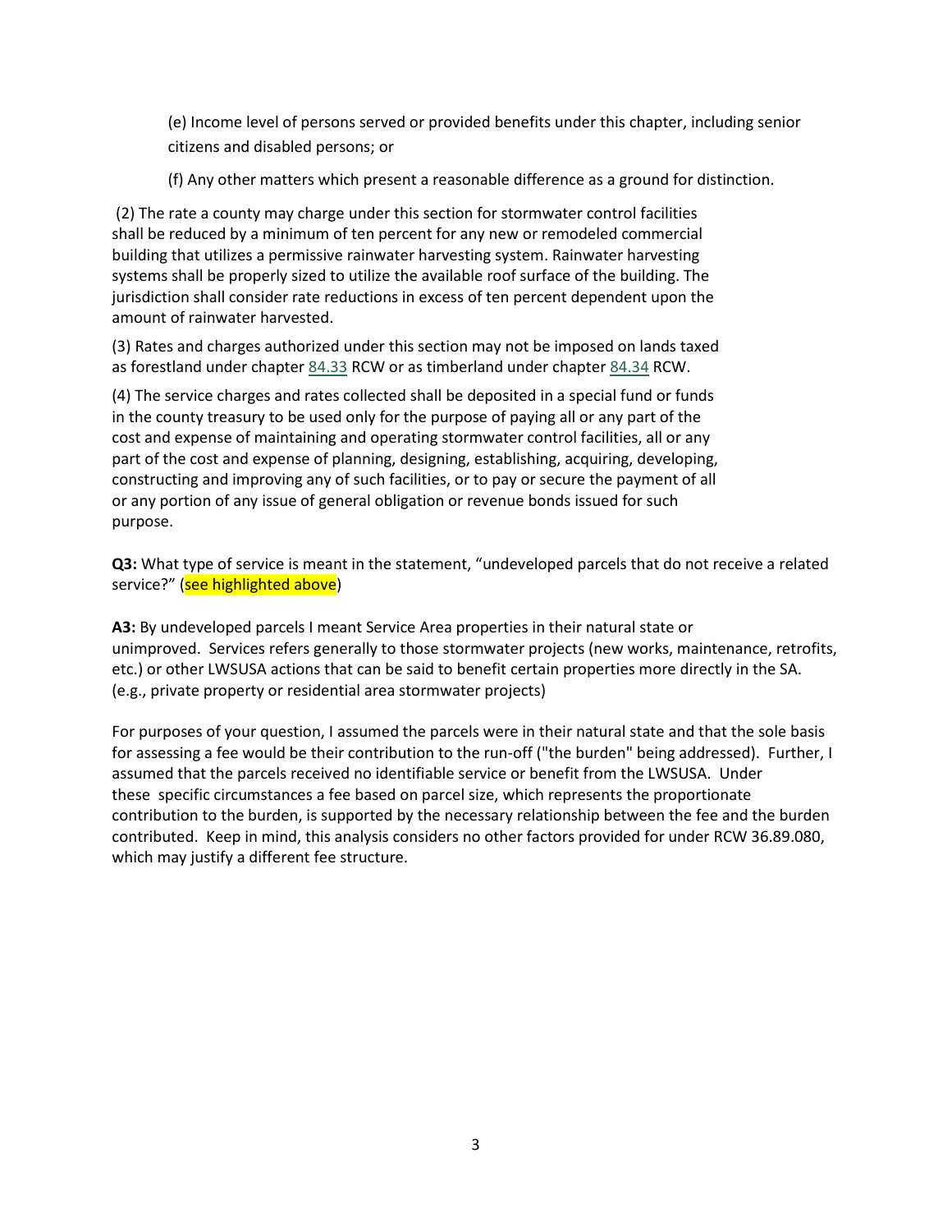(e) Income level of persons served or provided benefits under this chapter, including senior citizens and disabled persons; or

(f) Any other matters which present a reasonable difference as a ground for distinction.

(2) The rate a county may charge under this section for stormwater control facilities shall be reduced by a minimum of ten percent for any new or remodeled commercial building that utilizes a permissive rainwater harvesting system. Rainwater harvesting systems shall be properly sized to utilize the available roof surface of the building. The jurisdiction shall consider rate reductions in excess of ten percent dependent upon the amount of rainwater harvested.

(3) Rates and charges authorized under this section may not be imposed on lands taxed as forestland under chapter 84.33 RCW or as timberland under chapter 84.34 RCW.

(4) The service charges and rates collected shall be deposited in a special fund or funds in the county treasury to be used only for the purpose of paying all or any part of the cost and expense of maintaining and operating stormwater control facilities, all or any part of the cost and expense of planning, designing, establishing, acquiring, developing, constructing and improving any of such facilities, or to pay or secure the payment of all or any portion of any issue of general obligation or revenue bonds issued for such purpose.

**Q3:** What type of service is meant in the statement, "undeveloped parcels that do not receive a related service?" (see highlighted above)

**A3:** By undeveloped parcels I meant Service Area properties in their natural state or unimproved. Services refers generally to those stormwater projects (new works, maintenance, retrofits, etc.) or other LWSUSA actions that can be said to benefit certain properties more directly in the SA. (e.g., private property or residential area stormwater projects)

For purposes of your question, I assumed the parcels were in their natural state and that the sole basis for assessing a fee would be their contribution to the run-off ("the burden" being addressed). Further, I assumed that the parcels received no identifiable service or benefit from the LWSUSA. Under these specific circumstances a fee based on parcel size, which represents the proportionate contribution to the burden, is supported by the necessary relationship between the fee and the burden contributed. Keep in mind, this analysis considers no other factors provided for under RCW 36.89.080, which may justify a different fee structure.